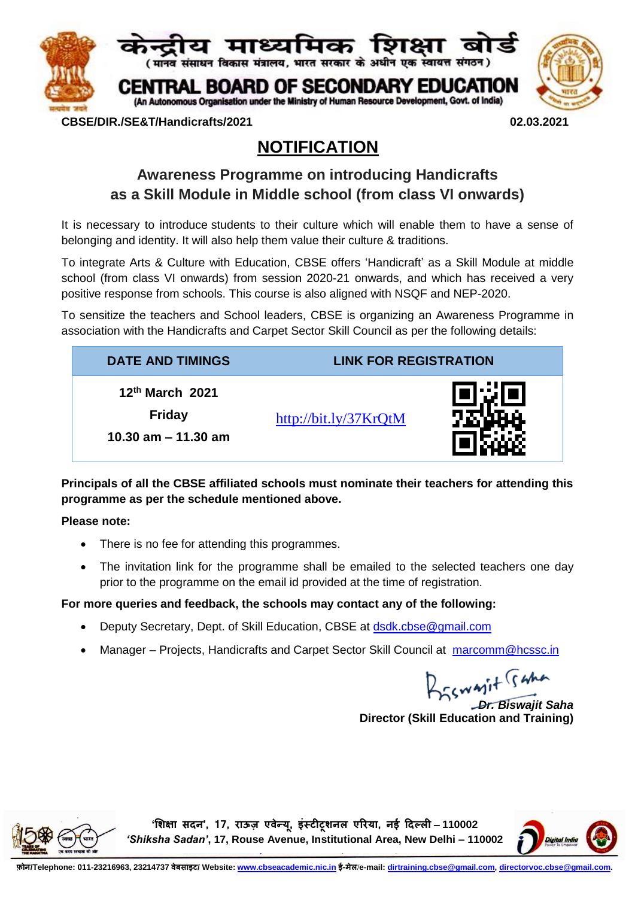# केन्द्रीय माध्यमिक शिक्षा बोर्ड

(मानव संसाधन विकास मंत्रालय, भारत सरकार के अधीन एक स्वायत्त संगठन)

# CENTRAL BOARD OF SECONDARY EDUCATION

(An Autonomous Organisation under the Ministry of Human Resource Development, Govt. of India)

**CBSE/DIR./SE&T/Handicrafts/2021** **02.03.2021**

## NOTIFICATION

### Awareness Programme on introducing Handicrafts as a Skill Module in Middle school (from class VI onwards)

It is necessary to introduce students to their culture which will enable them to have a sense of belonging and identity. It will also help them value their culture & traditions.

To integrate Arts & Culture with Education, CBSE offers 'Handicraft' as a Skill Module at middle school (from class VI onwards) from session 2020-21 onwards, and which has received a very positive response from schools. This course is also aligned with NSQF and NEP-2020.

To sensitize the teachers and School leaders, CBSE is organizing an Awareness Programme in association with the Handicrafts and Carpet Sector Skill Council as per the following details:

| DATE AND TIMINGS | LINK FOR REGISTRATION |
|---|---|
| 12th March 2021<br>Friday<br>10.30 am – 11.30 am | http://bit.ly/37KrQtM |

**Principals of all the CBSE affiliated schools must nominate their teachers for attending this programme as per the schedule mentioned above.**

**Please note:**

- There is no fee for attending this programmes.
- The invitation link for the programme shall be emailed to the selected teachers one day prior to the programme on the email id provided at the time of registration.

**For more queries and feedback, the schools may contact any of the following:**

- Deputy Secretary, Dept. of Skill Education, CBSE at dsdk.cbse@gmail.com
- Manager – Projects, Handicrafts and Carpet Sector Skill Council at marcomm@hcssc.in

*Dr. Biswajit Saha*
**Director (Skill Education and Training)**

'शिक्षा सदन', 17, राऊज़ एवेन्यू, इंस्टीटूशनल एरिया, नई दिल्ली – 110002
*'Shiksha Sadan'*, 17, Rouse Avenue, Institutional Area, New Delhi – 110002

फ़ोन/Telephone: 011-23216963, 23214737 वेबसाइट/ Website: www.cbseacademic.nic.in ई-मेल/e-mail: dirtraining.cbse@gmail.com, directorvoc.cbse@gmail.com.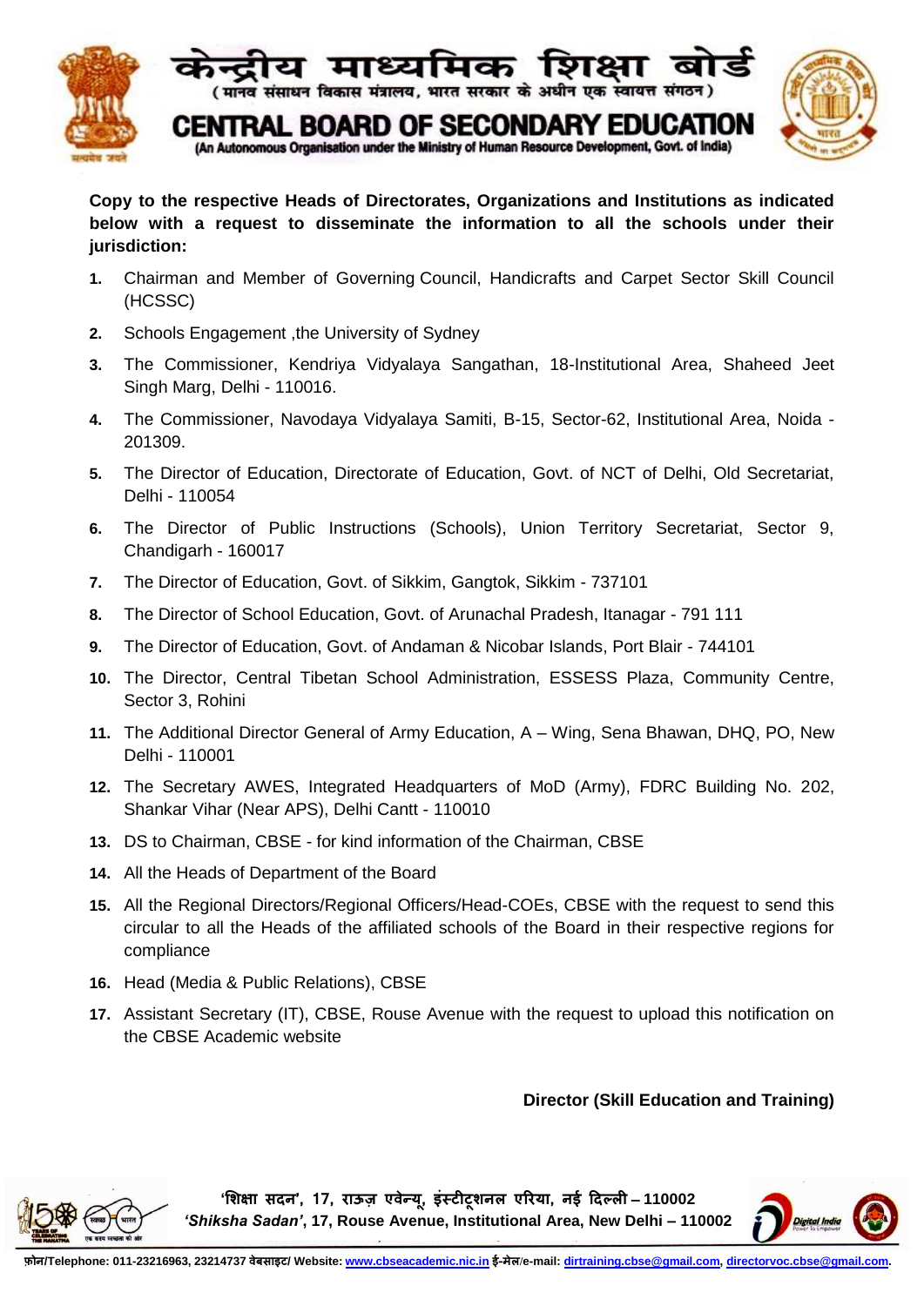**Copy to the respective Heads of Directorates, Organizations and Institutions as indicated below with a request to disseminate the information to all the schools under their jurisdiction:**

1. Chairman and Member of Governing Council, Handicrafts and Carpet Sector Skill Council (HCSSC)
2. Schools Engagement ,the University of Sydney
3. The Commissioner, Kendriya Vidyalaya Sangathan, 18-Institutional Area, Shaheed Jeet Singh Marg, Delhi - 110016.
4. The Commissioner, Navodaya Vidyalaya Samiti, B-15, Sector-62, Institutional Area, Noida - 201309.
5. The Director of Education, Directorate of Education, Govt. of NCT of Delhi, Old Secretariat, Delhi - 110054
6. The Director of Public Instructions (Schools), Union Territory Secretariat, Sector 9, Chandigarh - 160017
7. The Director of Education, Govt. of Sikkim, Gangtok, Sikkim - 737101
8. The Director of School Education, Govt. of Arunachal Pradesh, Itanagar - 791 111
9. The Director of Education, Govt. of Andaman & Nicobar Islands, Port Blair - 744101
10. The Director, Central Tibetan School Administration, ESSESS Plaza, Community Centre, Sector 3, Rohini
11. The Additional Director General of Army Education, A – Wing, Sena Bhawan, DHQ, PO, New Delhi - 110001
12. The Secretary AWES, Integrated Headquarters of MoD (Army), FDRC Building No. 202, Shankar Vihar (Near APS), Delhi Cantt - 110010
13. DS to Chairman, CBSE - for kind information of the Chairman, CBSE
14. All the Heads of Department of the Board
15. All the Regional Directors/Regional Officers/Head-COEs, CBSE with the request to send this circular to all the Heads of the affiliated schools of the Board in their respective regions for compliance
16. Head (Media & Public Relations), CBSE
17. Assistant Secretary (IT), CBSE, Rouse Avenue with the request to upload this notification on the CBSE Academic website

**Director (Skill Education and Training)**